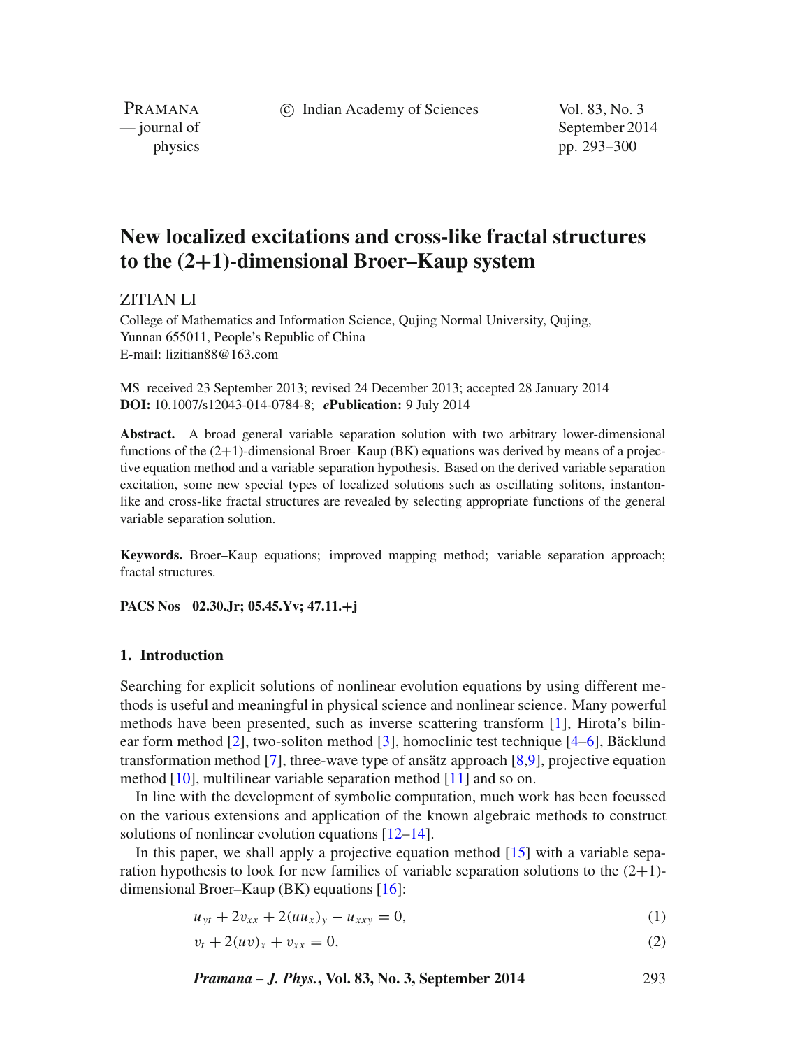# New localized excitations and cross-like fractal structures to the (2+1)-dimensional Broer–Kaup system

ZITIAN LI

College of Mathematics and Information Science, Qujing Normal University, Qujing, Yunnan 655011, People's Republic of China
E-mail: lizitian88@163.com

MS received 23 September 2013; revised 24 December 2013; accepted 28 January 2014
**DOI:** 10.1007/s12043-014-0784-8; ***e*Publication:** 9 July 2014

**Abstract.** A broad general variable separation solution with two arbitrary lower-dimensional functions of the (2+1)-dimensional Broer–Kaup (BK) equations was derived by means of a projective equation method and a variable separation hypothesis. Based on the derived variable separation excitation, some new special types of localized solutions such as oscillating solitons, instanton-like and cross-like fractal structures are revealed by selecting appropriate functions of the general variable separation solution.

**Keywords.** Broer–Kaup equations; improved mapping method; variable separation approach; fractal structures.

**PACS Nos** **02.30.Jr; 05.45.Yv; 47.11.+j**

## 1. Introduction

Searching for explicit solutions of nonlinear evolution equations by using different methods is useful and meaningful in physical science and nonlinear science. Many powerful methods have been presented, such as inverse scattering transform [1], Hirota's bilinear form method [2], two-soliton method [3], homoclinic test technique [4–6], Bäcklund transformation method [7], three-wave type of ansätz approach [8,9], projective equation method [10], multilinear variable separation method [11] and so on.

In line with the development of symbolic computation, much work has been focussed on the various extensions and application of the known algebraic methods to construct solutions of nonlinear evolution equations [12–14].

In this paper, we shall apply a projective equation method [15] with a variable separation hypothesis to look for new families of variable separation solutions to the (2+1)-dimensional Broer–Kaup (BK) equations [16]:

$$u_{yt} + 2v_{xx} + 2(uu_x)_y - u_{xxy} = 0, \tag{1}$$

$$v_t + 2(uv)_x + v_{xx} = 0, \tag{2}$$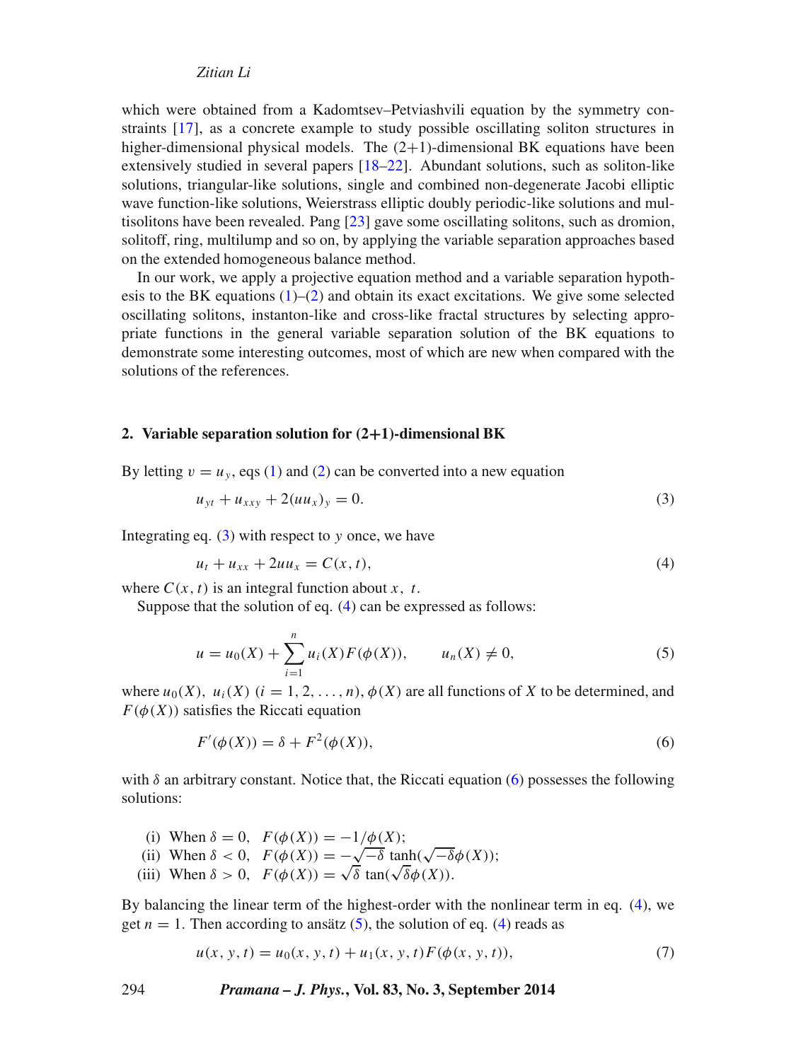which were obtained from a Kadomtsev–Petviashvili equation by the symmetry constraints [17], as a concrete example to study possible oscillating soliton structures in higher-dimensional physical models. The (2+1)-dimensional BK equations have been extensively studied in several papers [18–22]. Abundant solutions, such as soliton-like solutions, triangular-like solutions, single and combined non-degenerate Jacobi elliptic wave function-like solutions, Weierstrass elliptic doubly periodic-like solutions and multisolitons have been revealed. Pang [23] gave some oscillating solitons, such as dromion, solitoff, ring, multilump and so on, by applying the variable separation approaches based on the extended homogeneous balance method.

In our work, we apply a projective equation method and a variable separation hypothesis to the BK equations (1)–(2) and obtain its exact excitations. We give some selected oscillating solitons, instanton-like and cross-like fractal structures by selecting appropriate functions in the general variable separation solution of the BK equations to demonstrate some interesting outcomes, most of which are new when compared with the solutions of the references.

## 2. Variable separation solution for (2+1)-dimensional BK

By letting $v = u_y$, eqs (1) and (2) can be converted into a new equation

$$u_{yt} + u_{xxy} + 2(uu_x)_y = 0. \tag{3}$$

Integrating eq. (3) with respect to $y$ once, we have

$$u_t + u_{xx} + 2uu_x = C(x, t), \tag{4}$$

where $C(x, t)$ is an integral function about $x$, $t$.

Suppose that the solution of eq. (4) can be expressed as follows:

$$u = u_0(X) + \sum_{i=1}^{n} u_i(X) F(\phi(X)), \qquad u_n(X) \neq 0, \tag{5}$$

where $u_0(X)$, $u_i(X)$ $(i = 1, 2, \ldots, n)$, $\phi(X)$ are all functions of $X$ to be determined, and $F(\phi(X))$ satisfies the Riccati equation

$$F'(\phi(X)) = \delta + F^2(\phi(X)), \tag{6}$$

with $\delta$ an arbitrary constant. Notice that, the Riccati equation (6) possesses the following solutions:

(i) When $\delta = 0$, $F(\phi(X)) = -1/\phi(X)$;
(ii) When $\delta < 0$, $F(\phi(X)) = -\sqrt{-\delta}\,\tanh(\sqrt{-\delta}\phi(X))$;
(iii) When $\delta > 0$, $F(\phi(X)) = \sqrt{\delta}\,\tan(\sqrt{\delta}\phi(X))$.

By balancing the linear term of the highest-order with the nonlinear term in eq. (4), we get $n = 1$. Then according to ansätz (5), the solution of eq. (4) reads as

$$u(x, y, t) = u_0(x, y, t) + u_1(x, y, t) F(\phi(x, y, t)), \tag{7}$$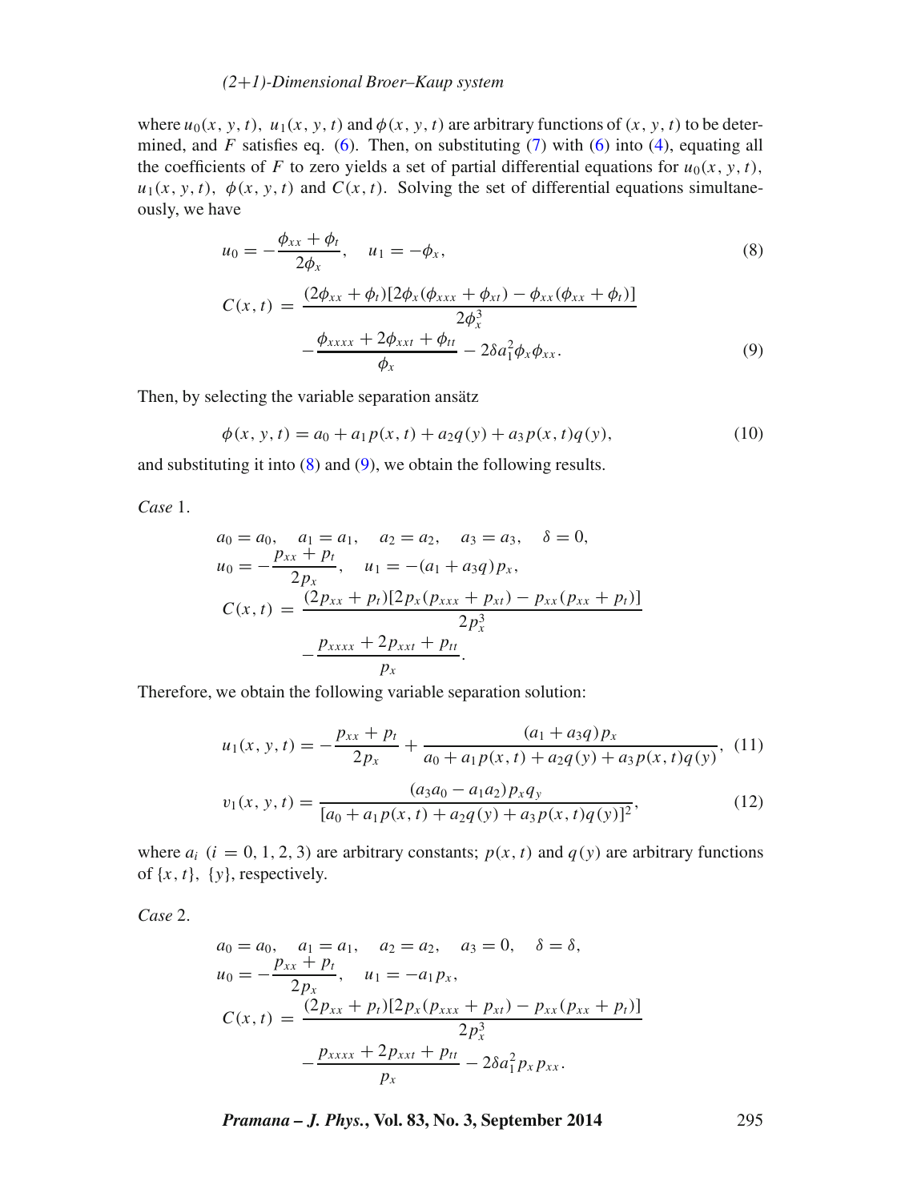where $u_0(x, y, t)$, $u_1(x, y, t)$ and $\phi(x, y, t)$ are arbitrary functions of $(x, y, t)$ to be determined, and $F$ satisfies eq. (6). Then, on substituting (7) with (6) into (4), equating all the coefficients of $F$ to zero yields a set of partial differential equations for $u_0(x, y, t)$, $u_1(x, y, t)$, $\phi(x, y, t)$ and $C(x, t)$. Solving the set of differential equations simultaneously, we have

$$u_0 = -\frac{\phi_{xx} + \phi_t}{2\phi_x}, \quad u_1 = -\phi_x, \tag{8}$$

$$\begin{aligned} C(x,t) &= \frac{(2\phi_{xx} + \phi_t)[2\phi_x(\phi_{xxx} + \phi_{xt}) - \phi_{xx}(\phi_{xx} + \phi_t)]}{2\phi_x^3} \\ &\quad - \frac{\phi_{xxxx} + 2\phi_{xxt} + \phi_{tt}}{\phi_x} - 2\delta a_1^2 \phi_x \phi_{xx}. \end{aligned} \tag{9}$$

Then, by selecting the variable separation ansätz

$$\phi(x, y, t) = a_0 + a_1 p(x, t) + a_2 q(y) + a_3 p(x, t) q(y), \tag{10}$$

and substituting it into (8) and (9), we obtain the following results.

*Case* 1.

$$\begin{aligned} &a_0 = a_0, \quad a_1 = a_1, \quad a_2 = a_2, \quad a_3 = a_3, \quad \delta = 0, \\ &u_0 = -\frac{p_{xx} + p_t}{2p_x}, \quad u_1 = -(a_1 + a_3 q) p_x, \\ &C(x,t) = \frac{(2p_{xx} + p_t)[2p_x(p_{xxx} + p_{xt}) - p_{xx}(p_{xx} + p_t)]}{2p_x^3} \\ &\qquad\quad - \frac{p_{xxxx} + 2p_{xxt} + p_{tt}}{p_x}. \end{aligned}$$

Therefore, we obtain the following variable separation solution:

$$u_1(x, y, t) = -\frac{p_{xx} + p_t}{2p_x} + \frac{(a_1 + a_3 q) p_x}{a_0 + a_1 p(x,t) + a_2 q(y) + a_3 p(x,t) q(y)}, \tag{11}$$

$$v_1(x, y, t) = \frac{(a_3 a_0 - a_1 a_2) p_x q_y}{[a_0 + a_1 p(x,t) + a_2 q(y) + a_3 p(x,t) q(y)]^2}, \tag{12}$$

where $a_i$ $(i = 0, 1, 2, 3)$ are arbitrary constants; $p(x, t)$ and $q(y)$ are arbitrary functions of $\{x, t\}$, $\{y\}$, respectively.

*Case* 2.

$$\begin{aligned} &a_0 = a_0, \quad a_1 = a_1, \quad a_2 = a_2, \quad a_3 = 0, \quad \delta = \delta, \\ &u_0 = -\frac{p_{xx} + p_t}{2p_x}, \quad u_1 = -a_1 p_x, \\ &C(x,t) = \frac{(2p_{xx} + p_t)[2p_x(p_{xxx} + p_{xt}) - p_{xx}(p_{xx} + p_t)]}{2p_x^3} \\ &\qquad\quad - \frac{p_{xxxx} + 2p_{xxt} + p_{tt}}{p_x} - 2\delta a_1^2 p_x p_{xx}. \end{aligned}$$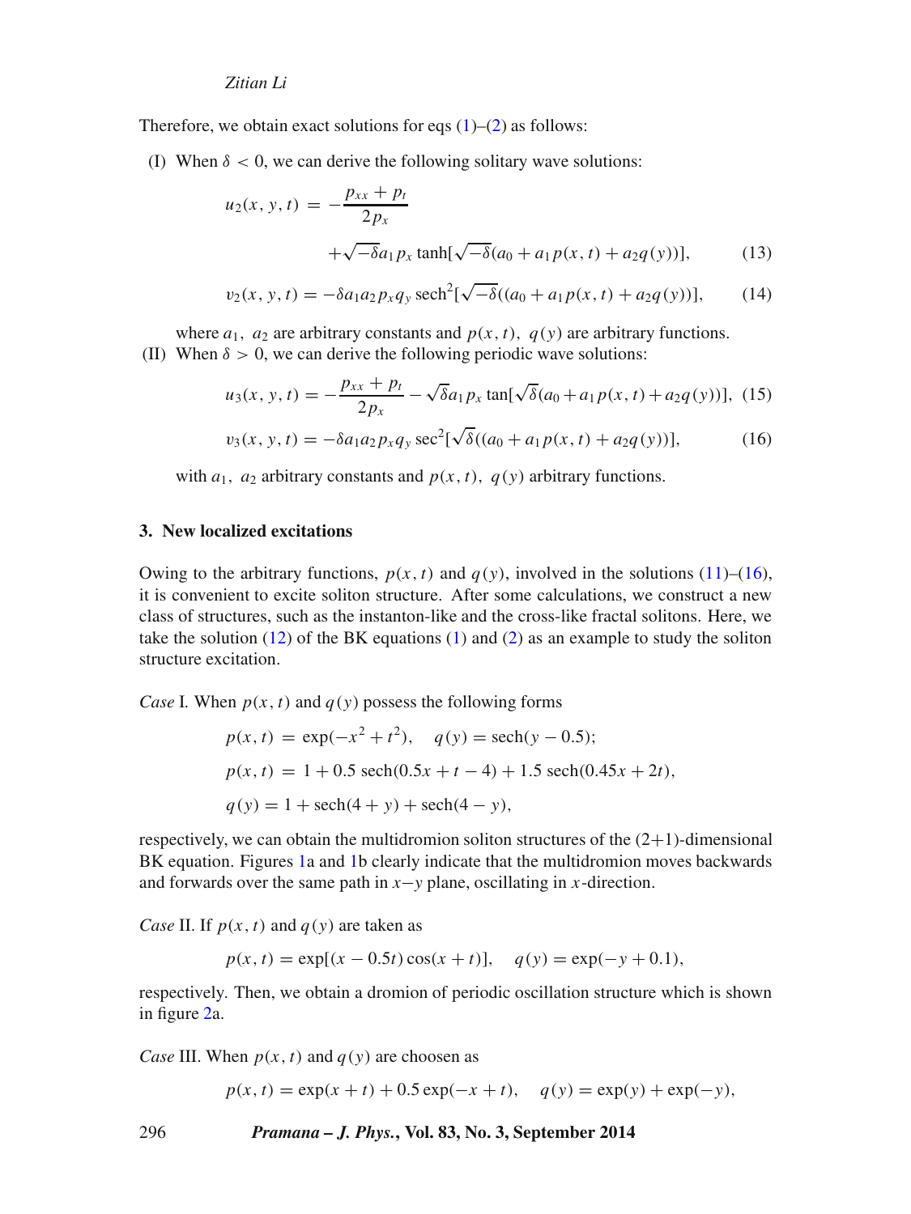Therefore, we obtain exact solutions for eqs (1)–(2) as follows:

(I) When $\delta < 0$, we can derive the following solitary wave solutions:

$$u_2(x, y, t) = -\frac{p_{xx} + p_t}{2p_x} + \sqrt{-\delta} a_1 p_x \tanh[\sqrt{-\delta}(a_0 + a_1 p(x, t) + a_2 q(y))], \tag{13}$$

$$v_2(x, y, t) = -\delta a_1 a_2 p_x q_y \operatorname{sech}^2[\sqrt{-\delta}((a_0 + a_1 p(x, t) + a_2 q(y))], \tag{14}$$

where $a_1$, $a_2$ are arbitrary constants and $p(x, t)$, $q(y)$ are arbitrary functions.

(II) When $\delta > 0$, we can derive the following periodic wave solutions:

$$u_3(x, y, t) = -\frac{p_{xx} + p_t}{2p_x} - \sqrt{\delta} a_1 p_x \tan[\sqrt{\delta}(a_0 + a_1 p(x, t) + a_2 q(y))], \tag{15}$$

$$v_3(x, y, t) = -\delta a_1 a_2 p_x q_y \sec^2[\sqrt{\delta}((a_0 + a_1 p(x, t) + a_2 q(y))], \tag{16}$$

with $a_1$, $a_2$ arbitrary constants and $p(x, t)$, $q(y)$ arbitrary functions.

## 3. New localized excitations

Owing to the arbitrary functions, $p(x, t)$ and $q(y)$, involved in the solutions (11)–(16), it is convenient to excite soliton structure. After some calculations, we construct a new class of structures, such as the instanton-like and the cross-like fractal solitons. Here, we take the solution (12) of the BK equations (1) and (2) as an example to study the soliton structure excitation.

*Case* I. When $p(x, t)$ and $q(y)$ possess the following forms

$$p(x, t) = \exp(-x^2 + t^2), \quad q(y) = \operatorname{sech}(y - 0.5);$$

$$p(x, t) = 1 + 0.5 \operatorname{sech}(0.5x + t - 4) + 1.5 \operatorname{sech}(0.45x + 2t),$$

$$q(y) = 1 + \operatorname{sech}(4 + y) + \operatorname{sech}(4 - y),$$

respectively, we can obtain the multidromion soliton structures of the (2+1)-dimensional BK equation. Figures 1a and 1b clearly indicate that the multidromion moves backwards and forwards over the same path in $x$–$y$ plane, oscillating in $x$-direction.

*Case* II. If $p(x, t)$ and $q(y)$ are taken as

$$p(x, t) = \exp[(x - 0.5t)\cos(x + t)], \quad q(y) = \exp(-y + 0.1),$$

respectively. Then, we obtain a dromion of periodic oscillation structure which is shown in figure 2a.

*Case* III. When $p(x, t)$ and $q(y)$ are choosen as

$$p(x, t) = \exp(x + t) + 0.5 \exp(-x + t), \quad q(y) = \exp(y) + \exp(-y),$$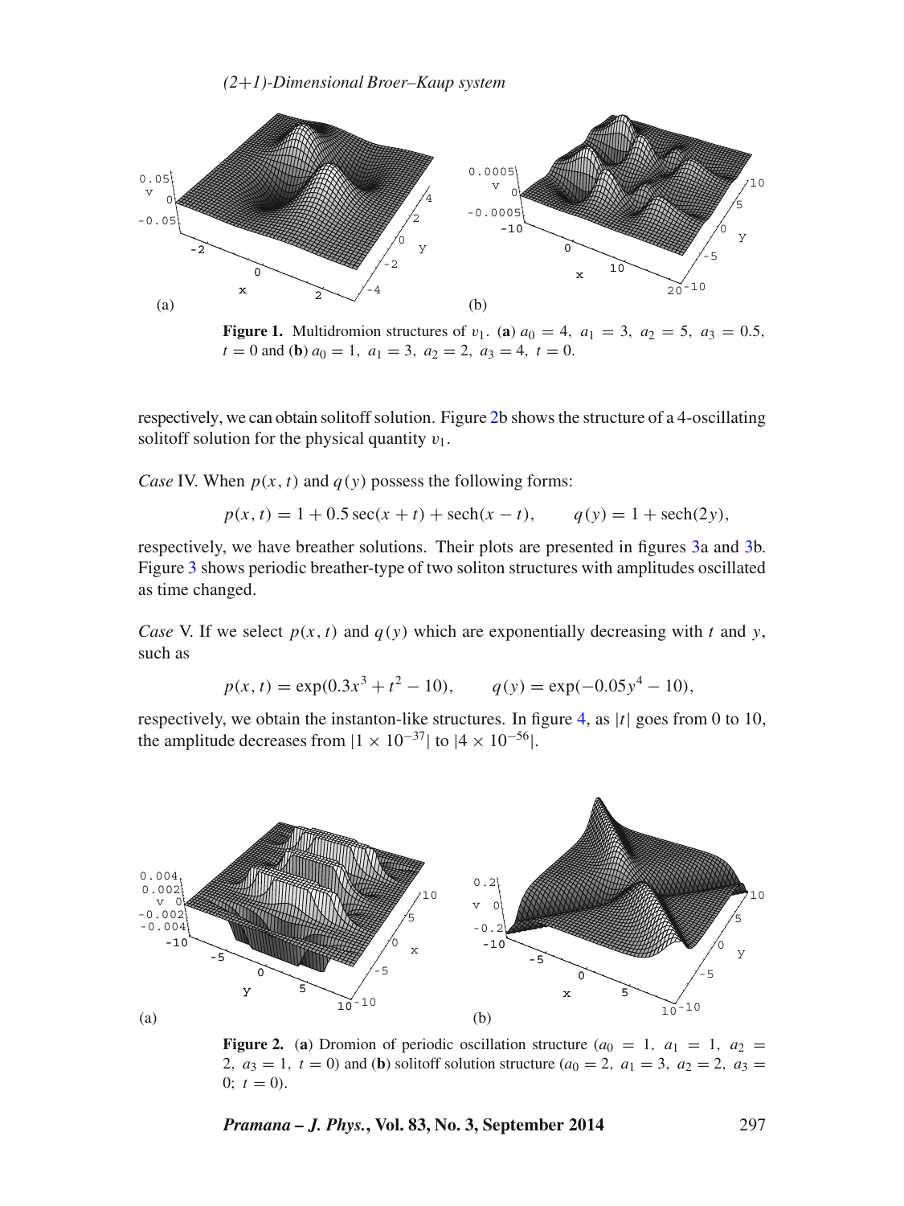**Figure 1.** Multidromion structures of $v_1$. (**a**) $a_0 = 4,\ a_1 = 3,\ a_2 = 5,\ a_3 = 0.5,\ t = 0$ and (**b**) $a_0 = 1,\ a_1 = 3,\ a_2 = 2,\ a_3 = 4,\ t = 0$.

respectively, we can obtain solitoff solution. Figure 2b shows the structure of a 4-oscillating solitoff solution for the physical quantity $v_1$.

*Case* IV. When $p(x, t)$ and $q(y)$ possess the following forms:

$$p(x, t) = 1 + 0.5\sec(x + t) + \operatorname{sech}(x - t), \qquad q(y) = 1 + \operatorname{sech}(2y),$$

respectively, we have breather solutions. Their plots are presented in figures 3a and 3b. Figure 3 shows periodic breather-type of two soliton structures with amplitudes oscillated as time changed.

*Case* V. If we select $p(x, t)$ and $q(y)$ which are exponentially decreasing with $t$ and $y$, such as

$$p(x, t) = \exp(0.3x^3 + t^2 - 10), \qquad q(y) = \exp(-0.05y^4 - 10),$$

respectively, we obtain the instanton-like structures. In figure 4, as $|t|$ goes from 0 to 10, the amplitude decreases from $|1 \times 10^{-37}|$ to $|4 \times 10^{-56}|$.

**Figure 2.** (**a**) Dromion of periodic oscillation structure ($a_0 = 1,\ a_1 = 1,\ a_2 = 2,\ a_3 = 1,\ t = 0$) and (**b**) solitoff solution structure ($a_0 = 2,\ a_1 = 3,\ a_2 = 2,\ a_3 = 0;\ t = 0$).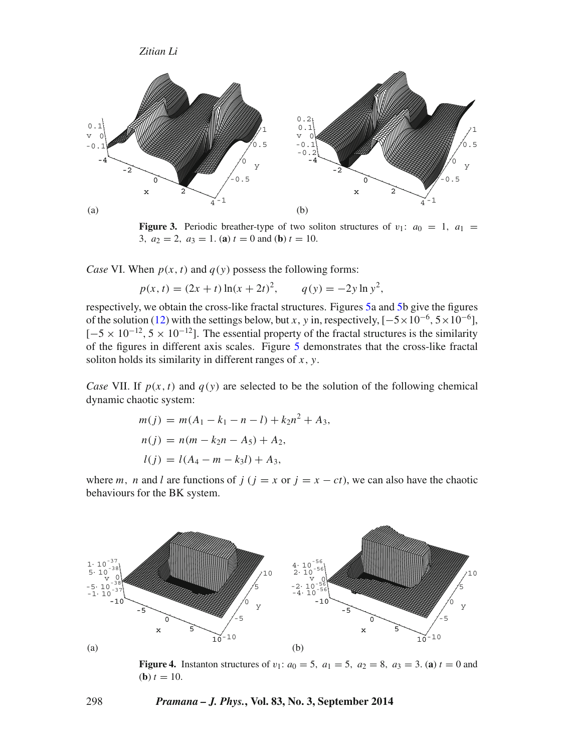**Figure 3.** Periodic breather-type of two soliton structures of $v_1$: $a_0 = 1$, $a_1 = 3$, $a_2 = 2$, $a_3 = 1$. (**a**) $t = 0$ and (**b**) $t = 10$.

*Case* VI. When $p(x, t)$ and $q(y)$ possess the following forms:

$$p(x, t) = (2x + t)\ln(x + 2t)^2, \qquad q(y) = -2y \ln y^2,$$

respectively, we obtain the cross-like fractal structures. Figures 5a and 5b give the figures of the solution (12) with the settings below, but $x$, $y$ in, respectively, $[-5 \times 10^{-6}, 5 \times 10^{-6}]$, $[-5 \times 10^{-12}, 5 \times 10^{-12}]$. The essential property of the fractal structures is the similarity of the figures in different axis scales. Figure 5 demonstrates that the cross-like fractal soliton holds its similarity in different ranges of $x$, $y$.

*Case* VII. If $p(x, t)$ and $q(y)$ are selected to be the solution of the following chemical dynamic chaotic system:

$$m(j) = m(A_1 - k_1 - n - l) + k_2 n^2 + A_3,$$

$$n(j) = n(m - k_2 n - A_5) + A_2,$$

$$l(j) = l(A_4 - m - k_3 l) + A_3,$$

where $m$, $n$ and $l$ are functions of $j$ ($j = x$ or $j = x - ct$), we can also have the chaotic behaviours for the BK system.

**Figure 4.** Instanton structures of $v_1$: $a_0 = 5$, $a_1 = 5$, $a_2 = 8$, $a_3 = 3$. (**a**) $t = 0$ and (**b**) $t = 10$.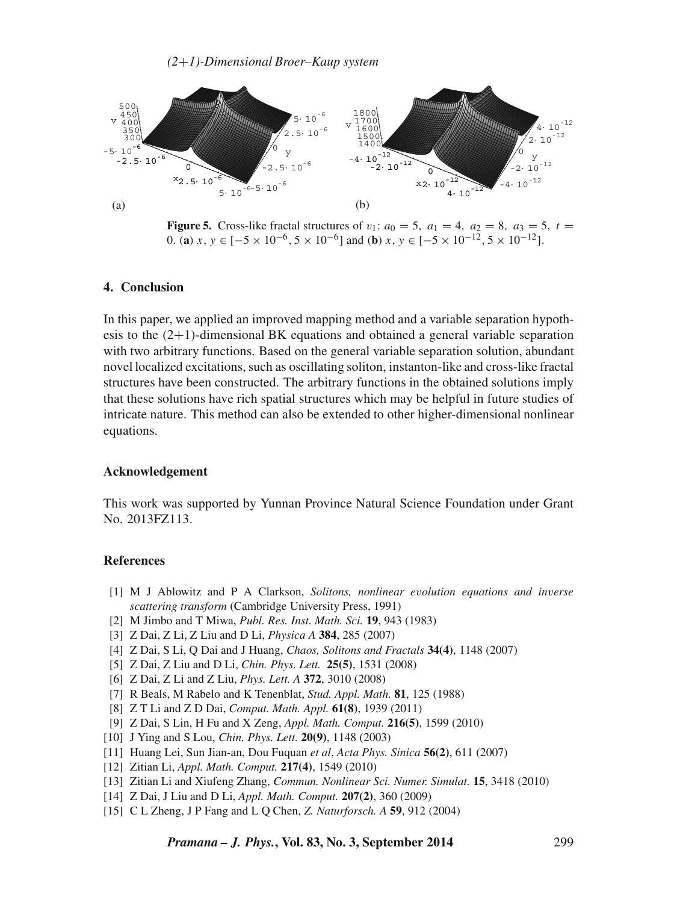**Figure 5.** Cross-like fractal structures of $v_1$: $a_0 = 5$, $a_1 = 4$, $a_2 = 8$, $a_3 = 5$, $t = 0$. (**a**) $x, y \in [-5 \times 10^{-6}, 5 \times 10^{-6}]$ and (**b**) $x, y \in [-5 \times 10^{-12}, 5 \times 10^{-12}]$.

## 4. Conclusion

In this paper, we applied an improved mapping method and a variable separation hypothesis to the (2+1)-dimensional BK equations and obtained a general variable separation with two arbitrary functions. Based on the general variable separation solution, abundant novel localized excitations, such as oscillating soliton, instanton-like and cross-like fractal structures have been constructed. The arbitrary functions in the obtained solutions imply that these solutions have rich spatial structures which may be helpful in future studies of intricate nature. This method can also be extended to other higher-dimensional nonlinear equations.

## Acknowledgement

This work was supported by Yunnan Province Natural Science Foundation under Grant No. 2013FZ113.

## References

[1] M J Ablowitz and P A Clarkson, *Solitons, nonlinear evolution equations and inverse scattering transform* (Cambridge University Press, 1991)
[2] M Jimbo and T Miwa, *Publ. Res. Inst. Math. Sci.* **19**, 943 (1983)
[3] Z Dai, Z Li, Z Liu and D Li, *Physica A* **384**, 285 (2007)
[4] Z Dai, S Li, Q Dai and J Huang, *Chaos, Solitons and Fractals* **34(4)**, 1148 (2007)
[5] Z Dai, Z Liu and D Li, *Chin. Phys. Lett.* **25(5)**, 1531 (2008)
[6] Z Dai, Z Li and Z Liu, *Phys. Lett. A* **372**, 3010 (2008)
[7] R Beals, M Rabelo and K Tenenblat, *Stud. Appl. Math.* **81**, 125 (1988)
[8] Z T Li and Z D Dai, *Comput. Math. Appl.* **61(8)**, 1939 (2011)
[9] Z Dai, S Lin, H Fu and X Zeng, *Appl. Math. Comput.* **216(5)**, 1599 (2010)
[10] J Ying and S Lou, *Chin. Phys. Lett.* **20(9)**, 1148 (2003)
[11] Huang Lei, Sun Jian-an, Dou Fuquan *et al*, *Acta Phys. Sinica* **56(2)**, 611 (2007)
[12] Zitian Li, *Appl. Math. Comput.* **217(4)**, 1549 (2010)
[13] Zitian Li and Xiufeng Zhang, *Commun. Nonlinear Sci. Numer. Simulat.* **15**, 3418 (2010)
[14] Z Dai, J Liu and D Li, *Appl. Math. Comput.* **207(2)**, 360 (2009)
[15] C L Zheng, J P Fang and L Q Chen, *Z. Naturforsch. A* **59**, 912 (2004)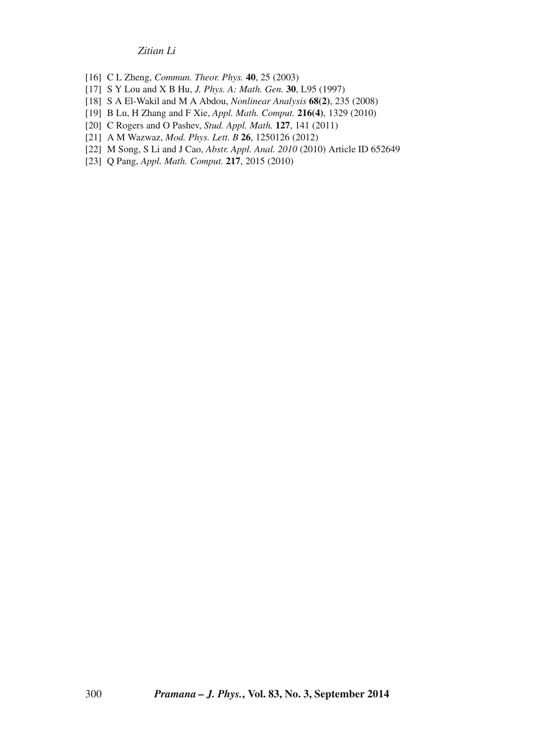[16] C L Zheng, *Commun. Theor. Phys.* **40**, 25 (2003)
[17] S Y Lou and X B Hu, *J. Phys. A: Math. Gen.* **30**, L95 (1997)
[18] S A El-Wakil and M A Abdou, *Nonlinear Analysis* **68(2)**, 235 (2008)
[19] B Lu, H Zhang and F Xie, *Appl. Math. Comput.* **216(4)**, 1329 (2010)
[20] C Rogers and O Pashev, *Stud. Appl. Math.* **127**, 141 (2011)
[21] A M Wazwaz, *Mod. Phys. Lett. B* **26**, 1250126 (2012)
[22] M Song, S Li and J Cao, *Abstr. Appl. Anal. 2010* (2010) Article ID 652649
[23] Q Pang, *Appl. Math. Comput.* **217**, 2015 (2010)